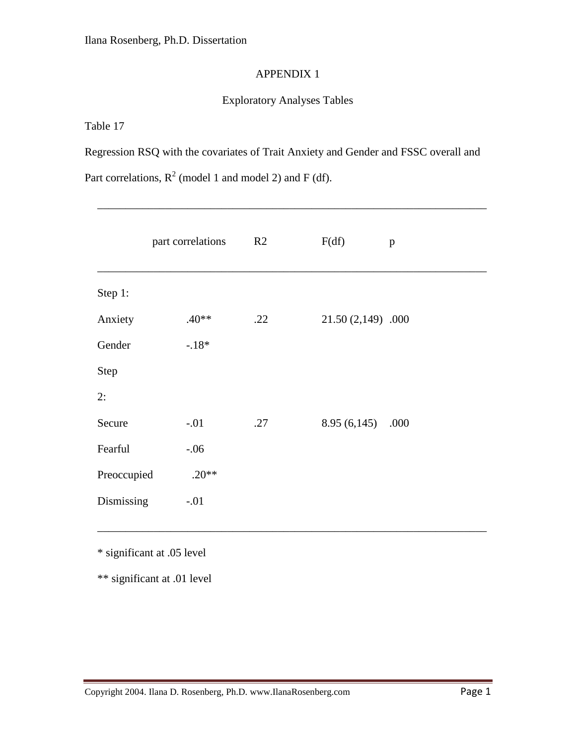# APPENDIX 1

## Exploratory Analyses Tables

Table 17

Regression RSQ with the covariates of Trait Anxiety and Gender and FSSC overall and Part correlations, $R^2$ (model 1 and model 2) and F (df).

| | part correlations | R2 | F(df) | p |
|---|---|---|---|---|
| Step 1: | | | | |
| Anxiety | .40** | .22 | 21.50 (2,149) | .000 |
| Gender | -.18* | | | |
| Step 2: | | | | |
| Secure | -.01 | .27 | 8.95 (6,145) | .000 |
| Fearful | -.06 | | | |
| Preoccupied | .20** | | | |
| Dismissing | -.01 | | | |

\* significant at .05 level

** significant at .01 level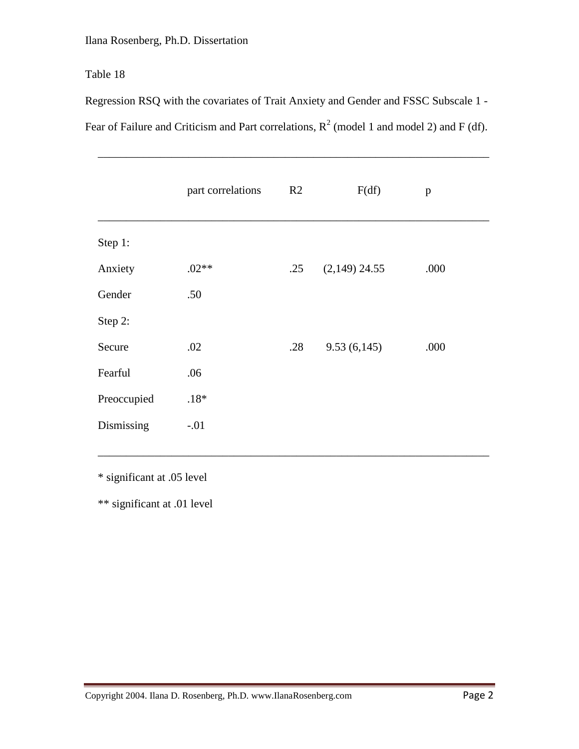Table 18

Regression RSQ with the covariates of Trait Anxiety and Gender and FSSC Subscale 1 - Fear of Failure and Criticism and Part correlations, $R^2$ (model 1 and model 2) and F (df).

| | part correlations | R2 | F(df) | p |
|---|---|---|---|---|
| Step 1: | | | | |
| Anxiety | .02** | .25 | (2,149) 24.55 | .000 |
| Gender | .50 | | | |
| Step 2: | | | | |
| Secure | .02 | .28 | 9.53 (6,145) | .000 |
| Fearful | .06 | | | |
| Preoccupied | .18* | | | |
| Dismissing | -.01 | | | |

* significant at .05 level

** significant at .01 level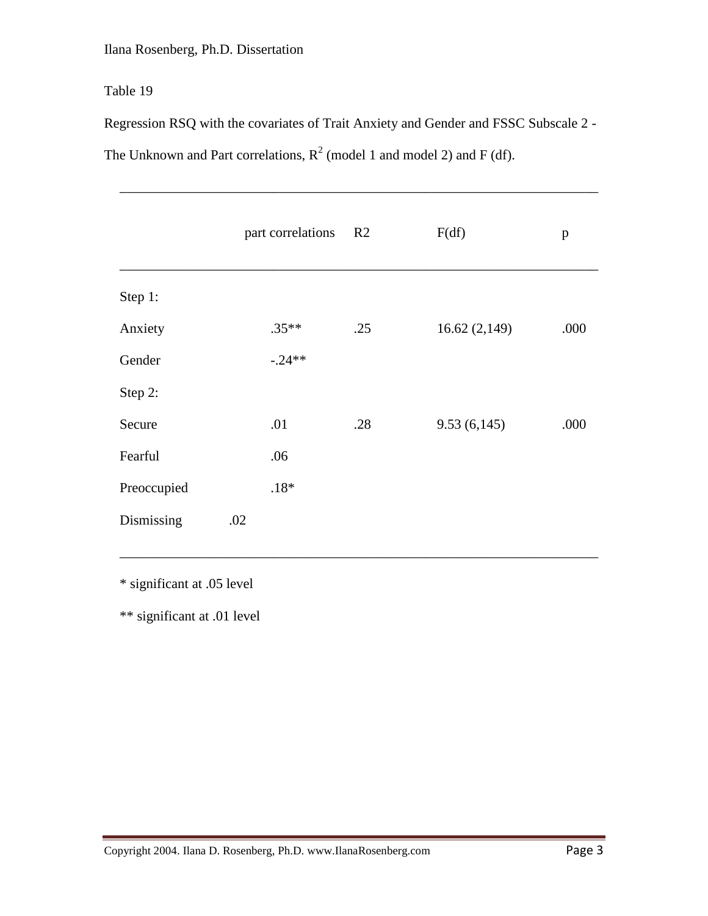Table 19

Regression RSQ with the covariates of Trait Anxiety and Gender and FSSC Subscale 2 - The Unknown and Part correlations, $R^2$ (model 1 and model 2) and F (df).

| | part correlations | R2 | F(df) | p |
|---|---|---|---|---|
| Step 1: | | | | |
| Anxiety | .35** | .25 | 16.62 (2,149) | .000 |
| Gender | -.24** | | | |
| Step 2: | | | | |
| Secure | .01 | .28 | 9.53 (6,145) | .000 |
| Fearful | .06 | | | |
| Preoccupied | .18* | | | |
| Dismissing | .02 | | | |

* significant at .05 level

** significant at .01 level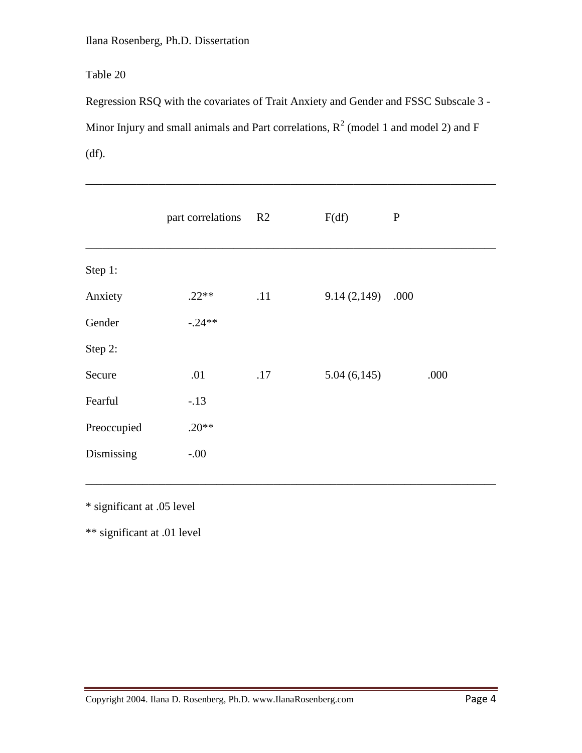Table 20

Regression RSQ with the covariates of Trait Anxiety and Gender and FSSC Subscale 3 - Minor Injury and small animals and Part correlations, $R^2$ (model 1 and model 2) and F (df).

| | part correlations | R2 | F(df) | P |
|---|---|---|---|---|
| Step 1: | | | | |
| Anxiety | .22** | .11 | 9.14 (2,149) | .000 |
| Gender | -.24** | | | |
| Step 2: | | | | |
| Secure | .01 | .17 | 5.04 (6,145) | .000 |
| Fearful | -.13 | | | |
| Preoccupied | .20** | | | |
| Dismissing | -.00 | | | |

* significant at .05 level

** significant at .01 level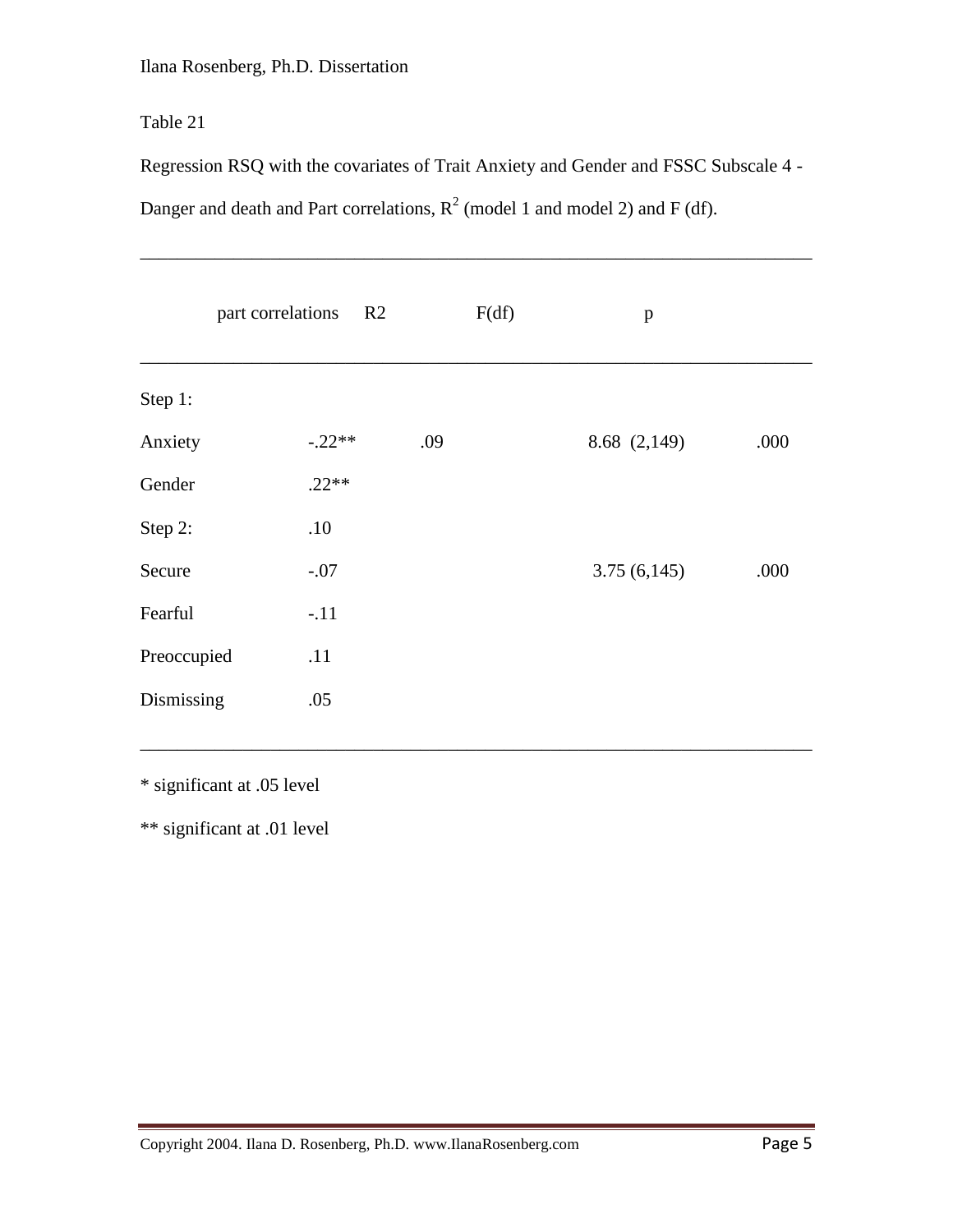Table 21

Regression RSQ with the covariates of Trait Anxiety and Gender and FSSC Subscale 4 - Danger and death and Part correlations, $R^2$ (model 1 and model 2) and F (df).

| | part correlations | R2 | F(df) | p |
|---|---|---|---|---|
| Step 1: | | | | |
| Anxiety | -.22** | .09 | 8.68 (2,149) | .000 |
| Gender | .22** | | | |
| Step 2: | .10 | | | |
| Secure | -.07 | | 3.75 (6,145) | .000 |
| Fearful | -.11 | | | |
| Preoccupied | .11 | | | |
| Dismissing | .05 | | | |

\* significant at .05 level

\** significant at .01 level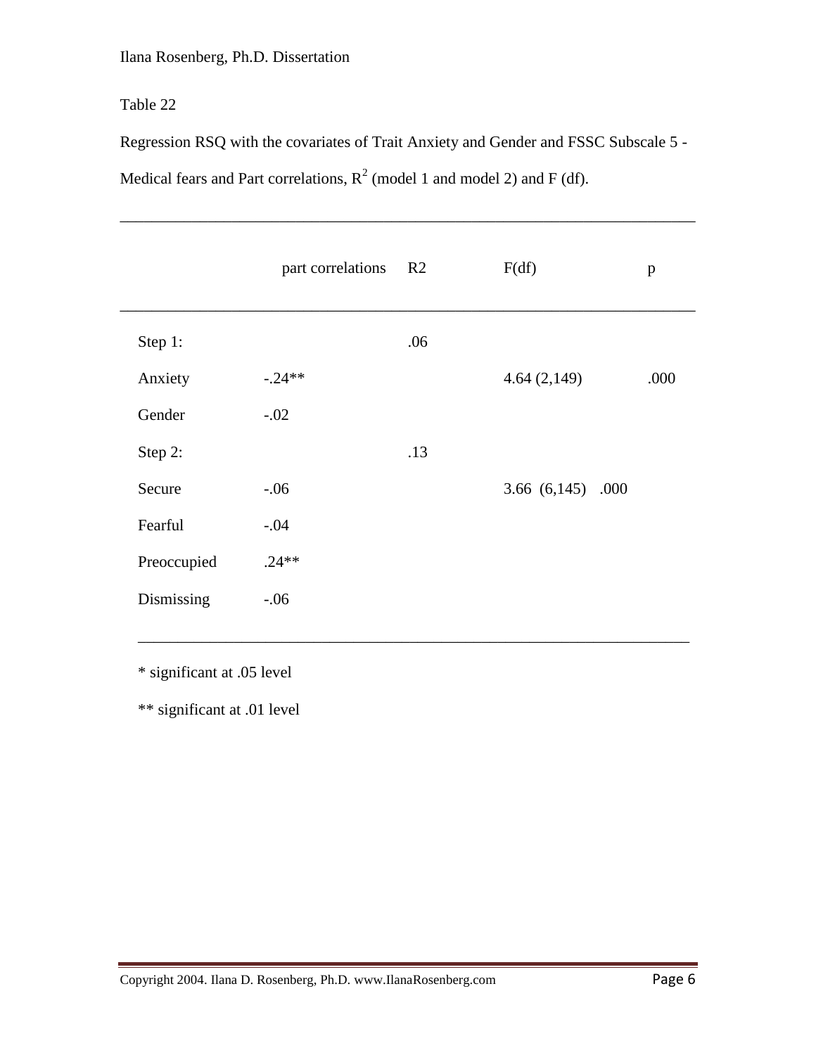Table 22

Regression RSQ with the covariates of Trait Anxiety and Gender and FSSC Subscale 5 - Medical fears and Part correlations, $R^2$ (model 1 and model 2) and F (df).

| | part correlations | R2 | F(df) | p |
|---|---|---|---|---|
| Step 1: | | .06 | | |
| Anxiety | -.24** | | 4.64 (2,149) | .000 |
| Gender | -.02 | | | |
| Step 2: | | .13 | | |
| Secure | -.06 | | 3.66 (6,145) | .000 |
| Fearful | -.04 | | | |
| Preoccupied | .24** | | | |
| Dismissing | -.06 | | | |

\* significant at .05 level

\** significant at .01 level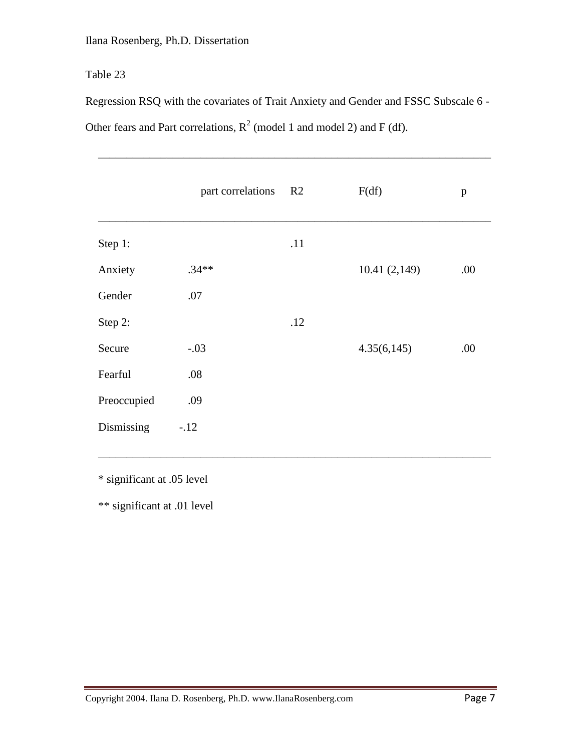Table 23

Regression RSQ with the covariates of Trait Anxiety and Gender and FSSC Subscale 6 - Other fears and Part correlations, $R^2$ (model 1 and model 2) and F (df).

| | part correlations | R2 | F(df) | p |
|---|---|---|---|---|
| Step 1: | | .11 | | |
| Anxiety | .34** | | 10.41 (2,149) | .00 |
| Gender | .07 | | | |
| Step 2: | | .12 | | |
| Secure | -.03 | | 4.35(6,145) | .00 |
| Fearful | .08 | | | |
| Preoccupied | .09 | | | |
| Dismissing | -.12 | | | |

* significant at .05 level

** significant at .01 level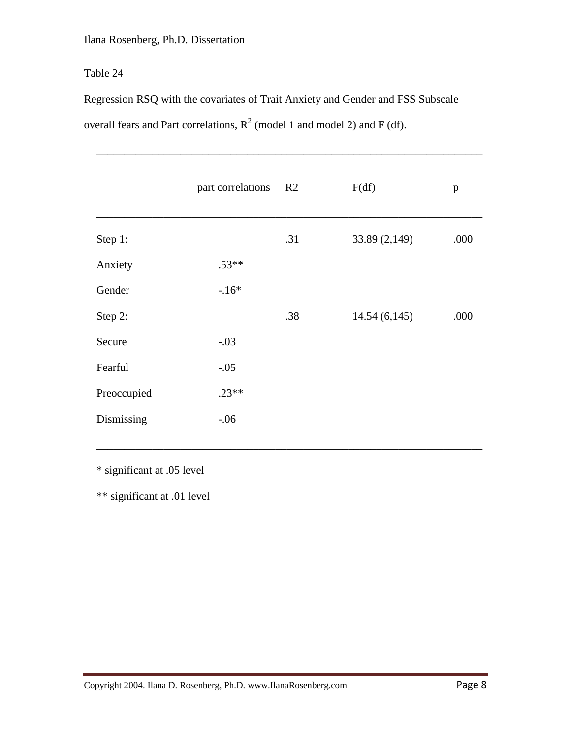Table 24

Regression RSQ with the covariates of Trait Anxiety and Gender and FSS Subscale overall fears and Part correlations, $R^2$ (model 1 and model 2) and F (df).

| | part correlations | R2 | F(df) | p |
|---|---|---|---|---|
| Step 1: | | .31 | 33.89 (2,149) | .000 |
| Anxiety | .53** | | | |
| Gender | -.16* | | | |
| Step 2: | | .38 | 14.54 (6,145) | .000 |
| Secure | -.03 | | | |
| Fearful | -.05 | | | |
| Preoccupied | .23** | | | |
| Dismissing | -.06 | | | |

* significant at .05 level

** significant at .01 level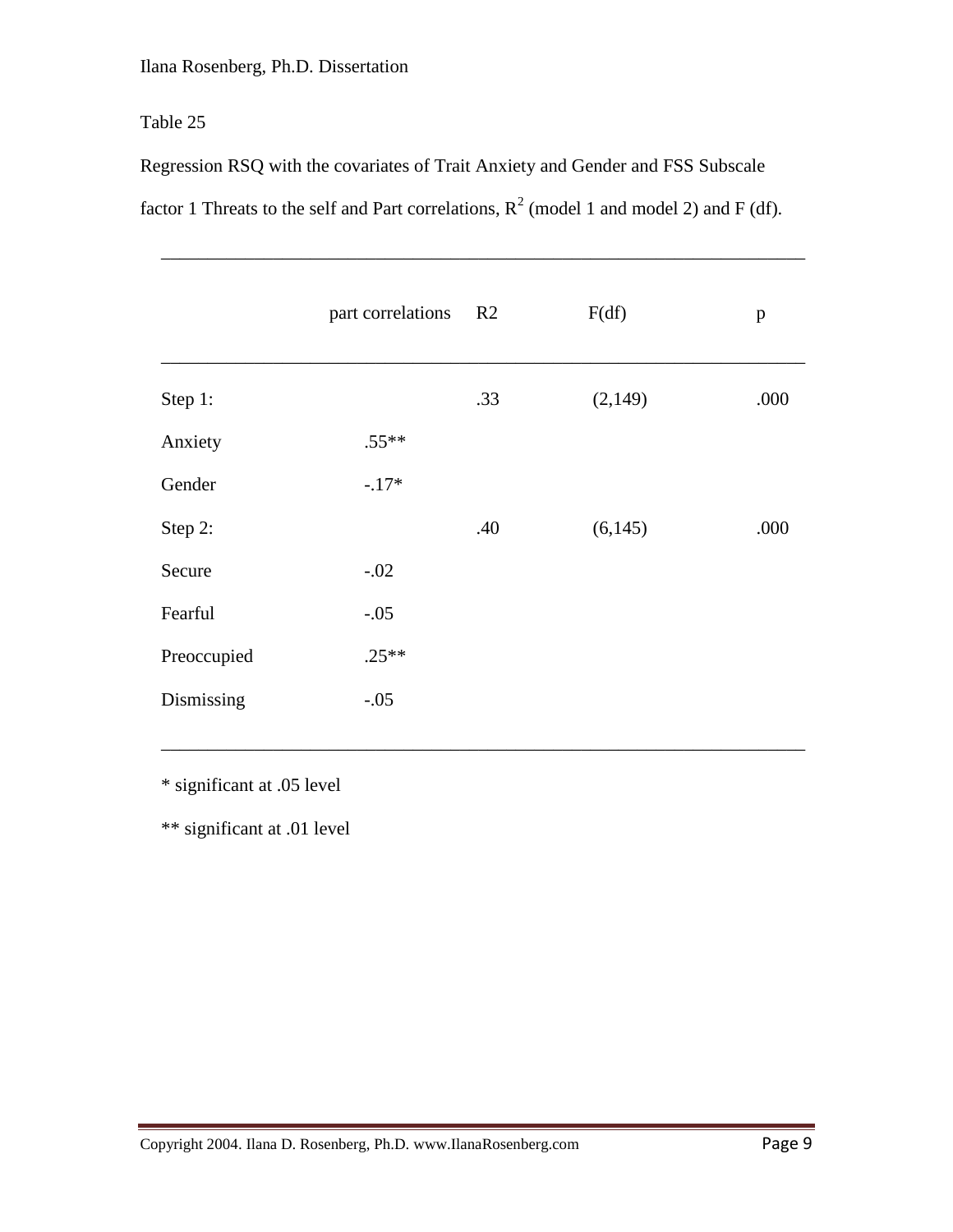Table 25

Regression RSQ with the covariates of Trait Anxiety and Gender and FSS Subscale factor 1 Threats to the self and Part correlations, $R^2$ (model 1 and model 2) and F (df).

| | part correlations | R2 | F(df) | p |
|---|---|---|---|---|
| Step 1: | | .33 | (2,149) | .000 |
| Anxiety | .55** | | | |
| Gender | -.17* | | | |
| Step 2: | | .40 | (6,145) | .000 |
| Secure | -.02 | | | |
| Fearful | -.05 | | | |
| Preoccupied | .25** | | | |
| Dismissing | -.05 | | | |

* significant at .05 level

** significant at .01 level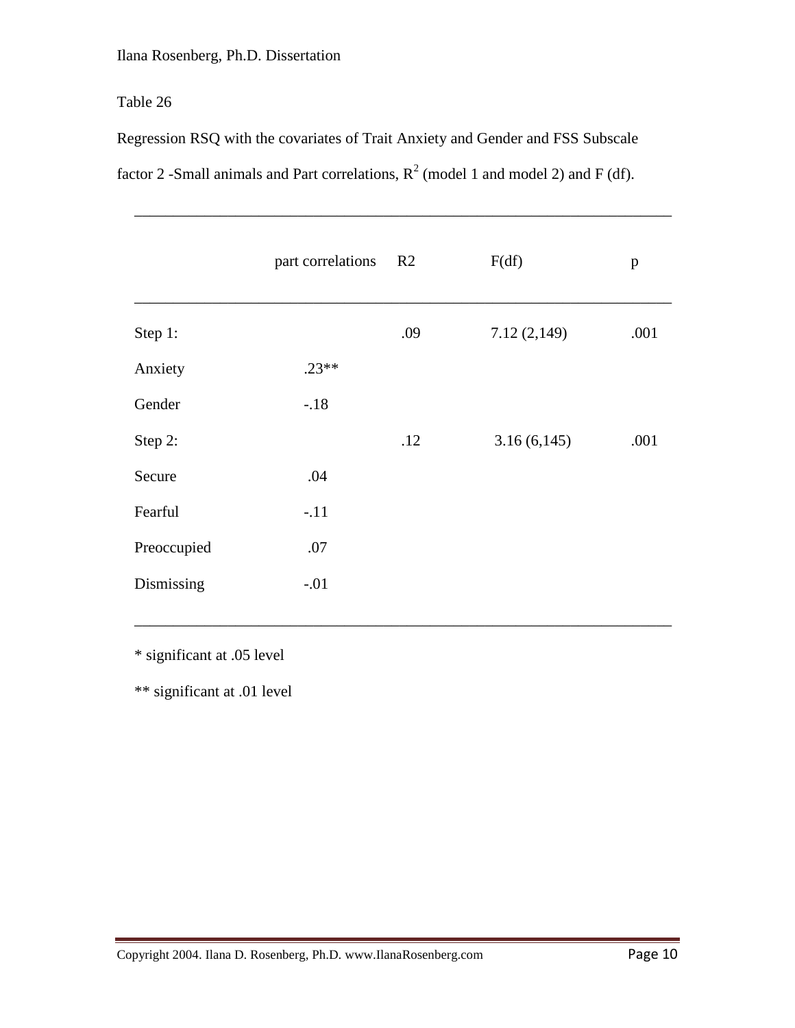Table 26

Regression RSQ with the covariates of Trait Anxiety and Gender and FSS Subscale factor 2 -Small animals and Part correlations, $R^2$ (model 1 and model 2) and F (df).

| | part correlations | R2 | F(df) | p |
|---|---|---|---|---|
| Step 1: | | .09 | 7.12 (2,149) | .001 |
| Anxiety | .23** | | | |
| Gender | -.18 | | | |
| Step 2: | | .12 | 3.16 (6,145) | .001 |
| Secure | .04 | | | |
| Fearful | -.11 | | | |
| Preoccupied | .07 | | | |
| Dismissing | -.01 | | | |

* significant at .05 level

** significant at .01 level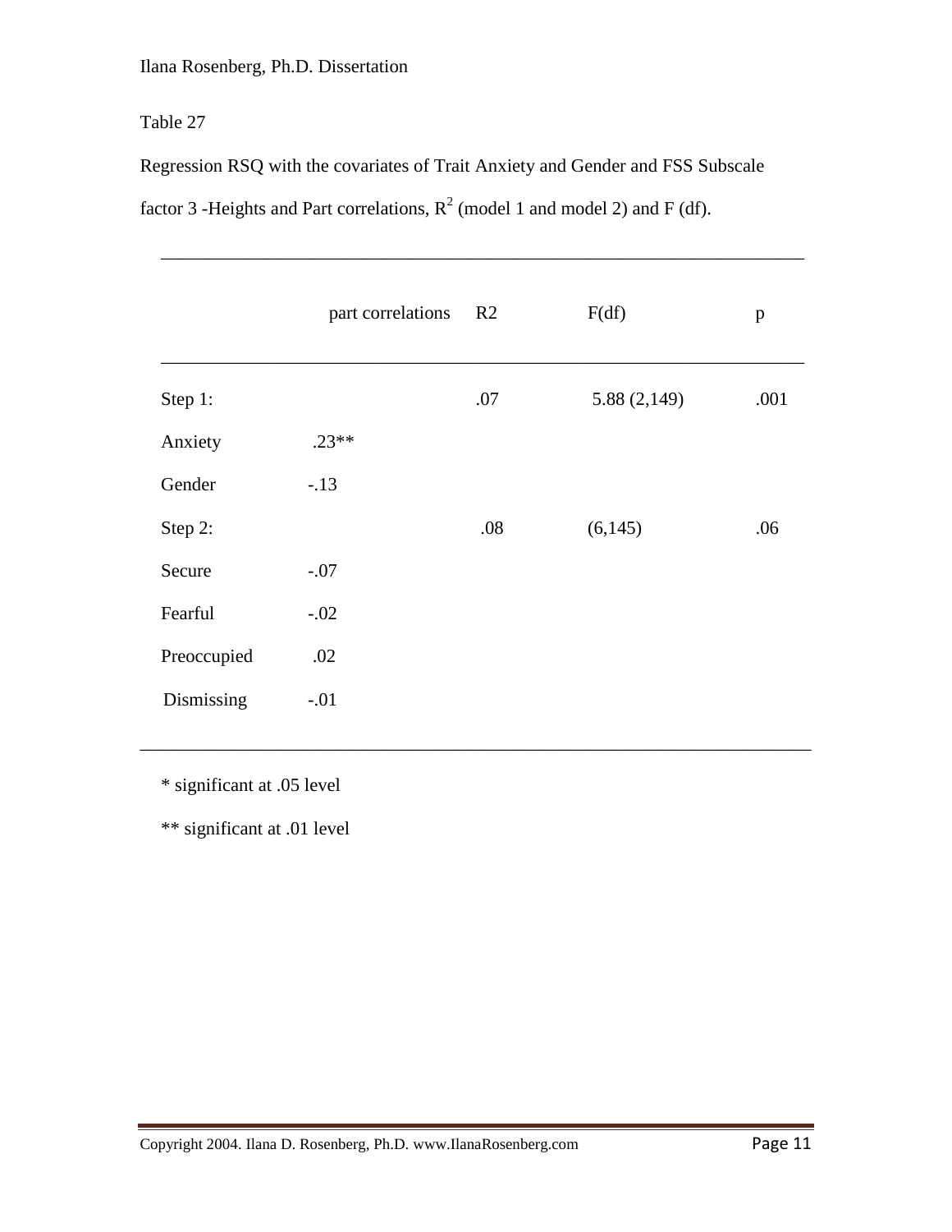Table 27

Regression RSQ with the covariates of Trait Anxiety and Gender and FSS Subscale factor 3 -Heights and Part correlations, $R^2$ (model 1 and model 2) and F (df).

| | part correlations | R2 | F(df) | p |
|---|---|---|---|---|
| Step 1: | | .07 | 5.88 (2,149) | .001 |
| Anxiety | .23** | | | |
| Gender | -.13 | | | |
| Step 2: | | .08 | (6,145) | .06 |
| Secure | -.07 | | | |
| Fearful | -.02 | | | |
| Preoccupied | .02 | | | |
| Dismissing | -.01 | | | |

* significant at .05 level

** significant at .01 level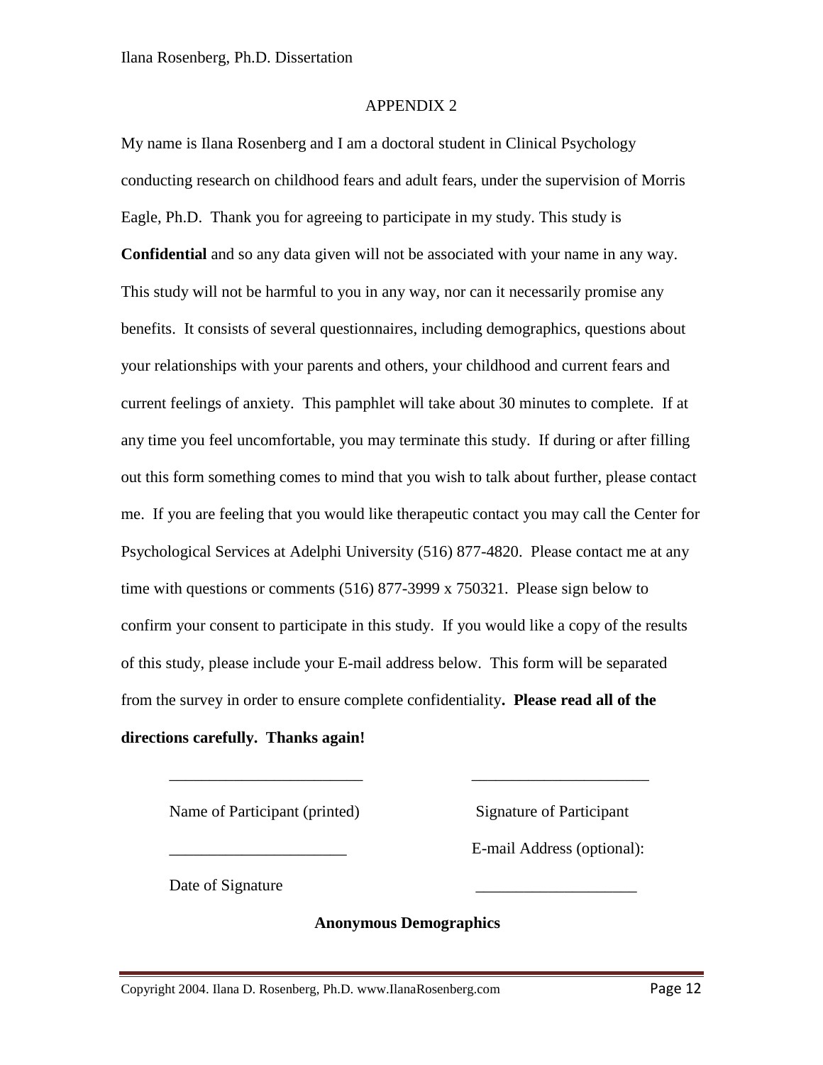APPENDIX 2

My name is Ilana Rosenberg and I am a doctoral student in Clinical Psychology conducting research on childhood fears and adult fears, under the supervision of Morris Eagle, Ph.D. Thank you for agreeing to participate in my study. This study is **Confidential** and so any data given will not be associated with your name in any way. This study will not be harmful to you in any way, nor can it necessarily promise any benefits. It consists of several questionnaires, including demographics, questions about your relationships with your parents and others, your childhood and current fears and current feelings of anxiety. This pamphlet will take about 30 minutes to complete. If at any time you feel uncomfortable, you may terminate this study. If during or after filling out this form something comes to mind that you wish to talk about further, please contact me. If you are feeling that you would like therapeutic contact you may call the Center for Psychological Services at Adelphi University (516) 877-4820. Please contact me at any time with questions or comments (516) 877-3999 x 750321. Please sign below to confirm your consent to participate in this study. If you would like a copy of the results of this study, please include your E-mail address below. This form will be separated from the survey in order to ensure complete confidentiality**. Please read all of the directions carefully. Thanks again!**

________________________ &nbsp;&nbsp;&nbsp;&nbsp;&nbsp;&nbsp;&nbsp;&nbsp; ______________________

Name of Participant (printed) &nbsp;&nbsp;&nbsp;&nbsp;&nbsp;&nbsp;&nbsp;&nbsp; Signature of Participant

______________________ &nbsp;&nbsp;&nbsp;&nbsp;&nbsp;&nbsp;&nbsp;&nbsp; E-mail Address (optional):

Date of Signature &nbsp;&nbsp;&nbsp;&nbsp;&nbsp;&nbsp;&nbsp;&nbsp; ____________________

**Anonymous Demographics**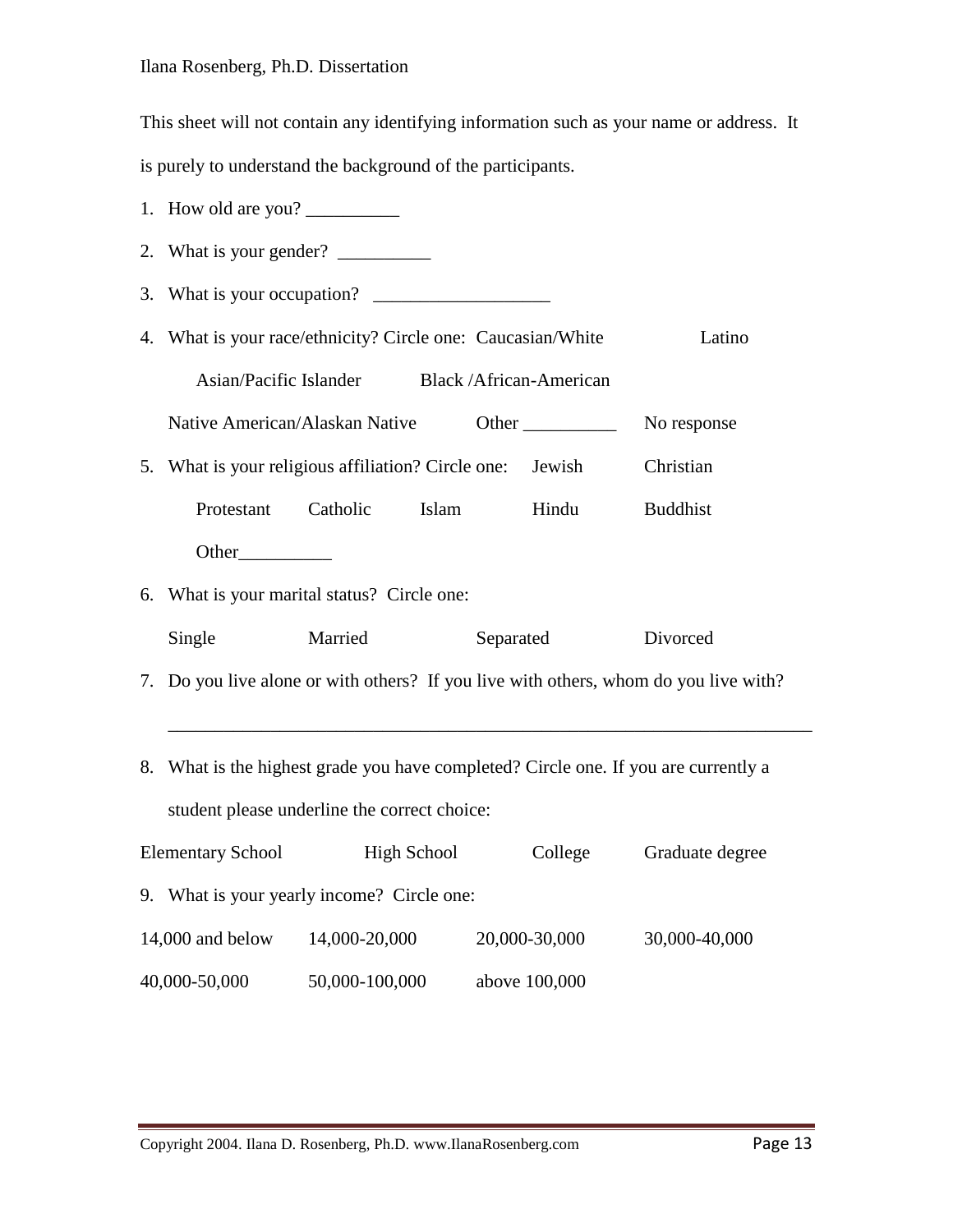This sheet will not contain any identifying information such as your name or address. It is purely to understand the background of the participants.

1. How old are you? __________
2. What is your gender? __________
3. What is your occupation? ___________________
4. What is your race/ethnicity? Circle one: Caucasian/White Latino

   Asian/Pacific Islander Black /African-American

   Native American/Alaskan Native Other __________ No response
5. What is your religious affiliation? Circle one: Jewish Christian

   Protestant Catholic Islam Hindu Buddhist

   Other__________
6. What is your marital status? Circle one:

   Single Married Separated Divorced
7. Do you live alone or with others? If you live with others, whom do you live with?

   ______________________________________________________________________
8. What is the highest grade you have completed? Circle one. If you are currently a student please underline the correct choice:

Elementary School High School College Graduate degree

9. What is your yearly income? Circle one:

14,000 and below 14,000-20,000 20,000-30,000 30,000-40,000

40,000-50,000 50,000-100,000 above 100,000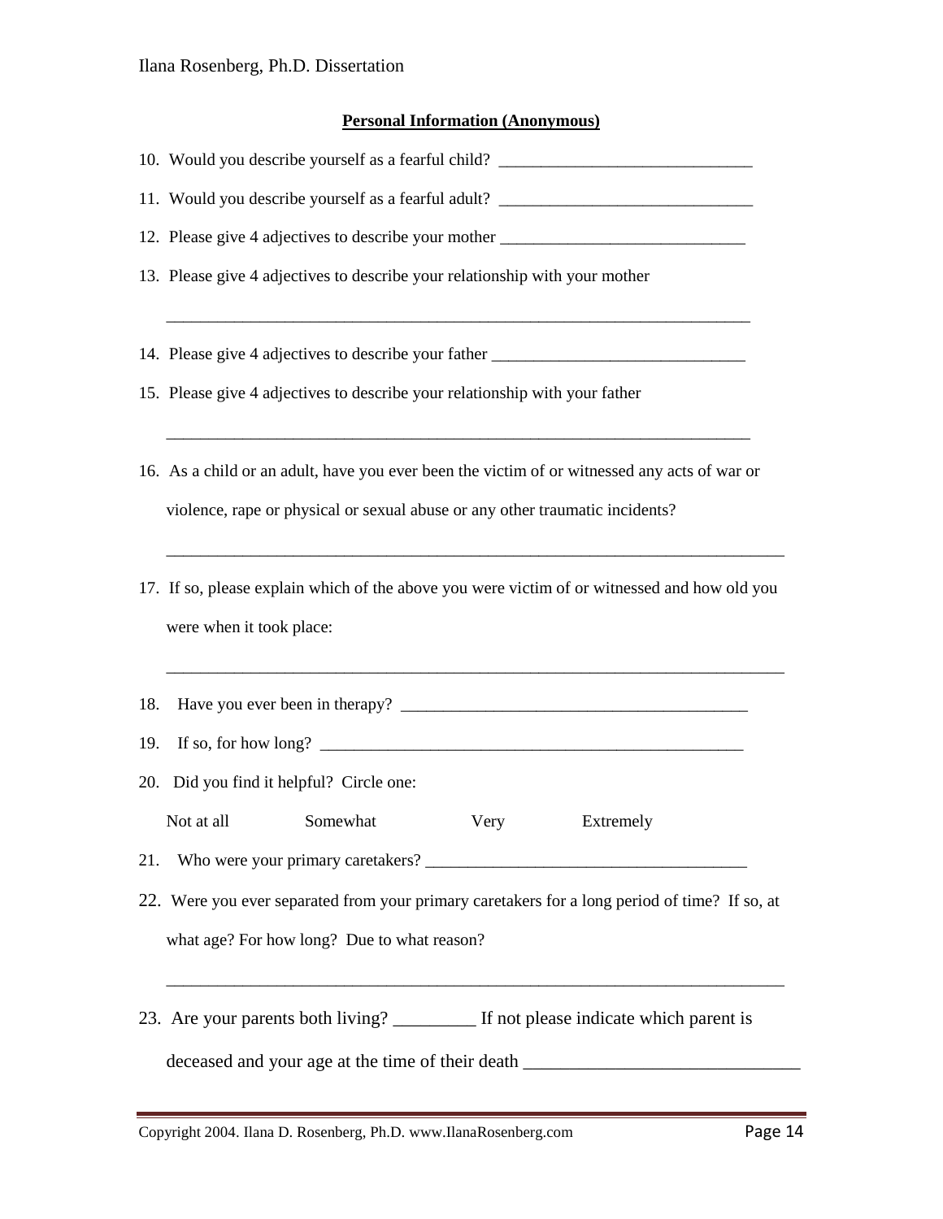**Personal Information (Anonymous)**

10. Would you describe yourself as a fearful child? ______________________________

11. Would you describe yourself as a fearful adult? ______________________________

12. Please give 4 adjectives to describe your mother _____________________________

13. Please give 4 adjectives to describe your relationship with your mother

    ______________________________________________________________________

14. Please give 4 adjectives to describe your father ______________________________

15. Please give 4 adjectives to describe your relationship with your father

    ______________________________________________________________________

16. As a child or an adult, have you ever been the victim of or witnessed any acts of war or violence, rape or physical or sexual abuse or any other traumatic incidents?

    __________________________________________________________________________

17. If so, please explain which of the above you were victim of or witnessed and how old you were when it took place:

    __________________________________________________________________________

18. Have you ever been in therapy? _________________________________________

19. If so, for how long? _____________________________________________________

20. Did you find it helpful? Circle one:

    Not at all    Somewhat    Very    Extremely

21. Who were your primary caretakers? ______________________________________

22. Were you ever separated from your primary caretakers for a long period of time? If so, at what age? For how long? Due to what reason?

    __________________________________________________________________________

23. Are your parents both living? _________ If not please indicate which parent is deceased and your age at the time of their death ______________________________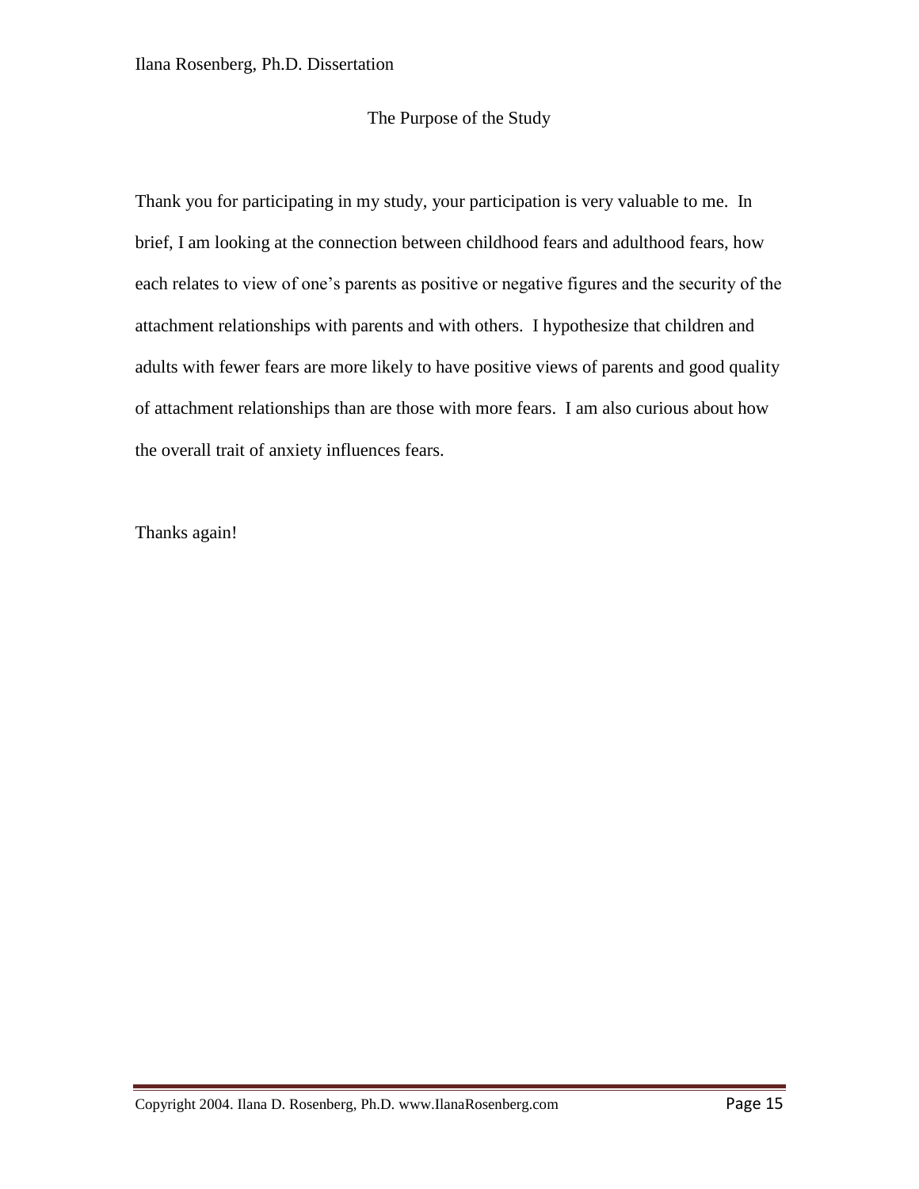## The Purpose of the Study

Thank you for participating in my study, your participation is very valuable to me. In brief, I am looking at the connection between childhood fears and adulthood fears, how each relates to view of one's parents as positive or negative figures and the security of the attachment relationships with parents and with others. I hypothesize that children and adults with fewer fears are more likely to have positive views of parents and good quality of attachment relationships than are those with more fears. I am also curious about how the overall trait of anxiety influences fears.

Thanks again!